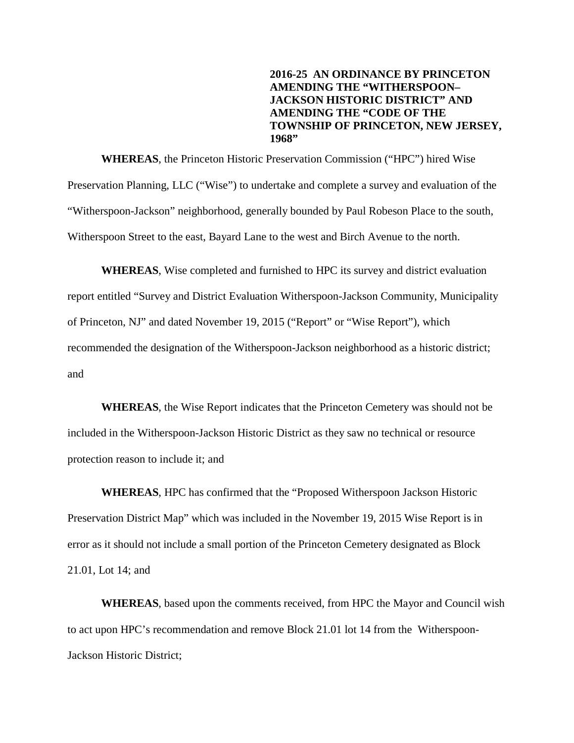**2016-25 AN ORDINANCE BY PRINCETON AMENDING THE "WITHERSPOON–JACKSON HISTORIC DISTRICT" AND AMENDING THE "CODE OF THE TOWNSHIP OF PRINCETON, NEW JERSEY, 1968"**

**WHEREAS**, the Princeton Historic Preservation Commission ("HPC") hired Wise Preservation Planning, LLC ("Wise") to undertake and complete a survey and evaluation of the "Witherspoon-Jackson" neighborhood, generally bounded by Paul Robeson Place to the south, Witherspoon Street to the east, Bayard Lane to the west and Birch Avenue to the north.

**WHEREAS**, Wise completed and furnished to HPC its survey and district evaluation report entitled "Survey and District Evaluation Witherspoon-Jackson Community, Municipality of Princeton, NJ" and dated November 19, 2015 ("Report" or "Wise Report"), which recommended the designation of the Witherspoon-Jackson neighborhood as a historic district; and

**WHEREAS**, the Wise Report indicates that the Princeton Cemetery was should not be included in the Witherspoon-Jackson Historic District as they saw no technical or resource protection reason to include it; and

**WHEREAS**, HPC has confirmed that the "Proposed Witherspoon Jackson Historic Preservation District Map" which was included in the November 19, 2015 Wise Report is in error as it should not include a small portion of the Princeton Cemetery designated as Block 21.01, Lot 14; and

**WHEREAS**, based upon the comments received, from HPC the Mayor and Council wish to act upon HPC's recommendation and remove Block 21.01 lot 14 from the Witherspoon-Jackson Historic District;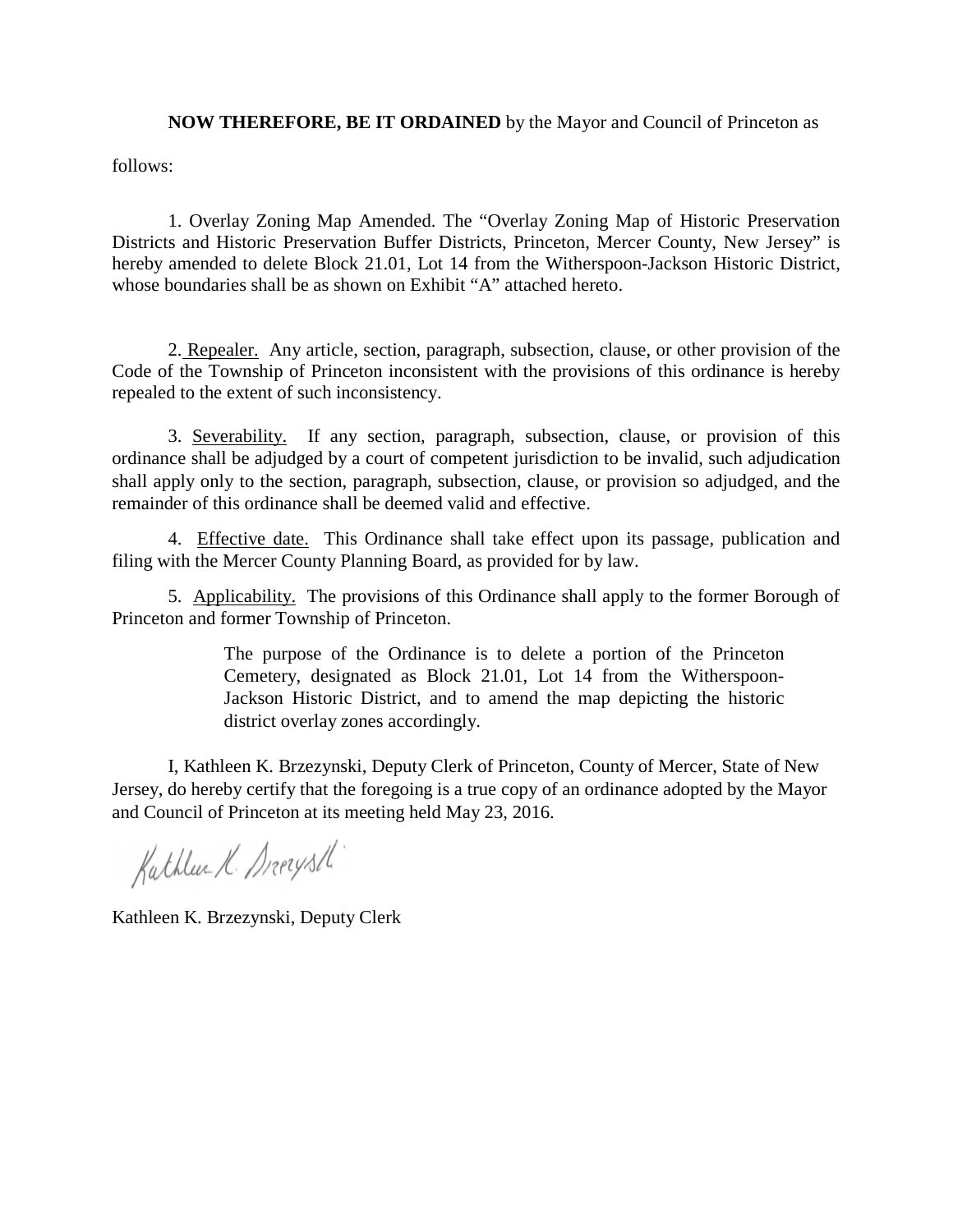**NOW THEREFORE, BE IT ORDAINED** by the Mayor and Council of Princeton as follows:

1. Overlay Zoning Map Amended. The "Overlay Zoning Map of Historic Preservation Districts and Historic Preservation Buffer Districts, Princeton, Mercer County, New Jersey" is hereby amended to delete Block 21.01, Lot 14 from the Witherspoon-Jackson Historic District, whose boundaries shall be as shown on Exhibit "A" attached hereto.

2. Repealer. Any article, section, paragraph, subsection, clause, or other provision of the Code of the Township of Princeton inconsistent with the provisions of this ordinance is hereby repealed to the extent of such inconsistency.

3. Severability. If any section, paragraph, subsection, clause, or provision of this ordinance shall be adjudged by a court of competent jurisdiction to be invalid, such adjudication shall apply only to the section, paragraph, subsection, clause, or provision so adjudged, and the remainder of this ordinance shall be deemed valid and effective.

4. Effective date. This Ordinance shall take effect upon its passage, publication and filing with the Mercer County Planning Board, as provided for by law.

5. Applicability. The provisions of this Ordinance shall apply to the former Borough of Princeton and former Township of Princeton.

> The purpose of the Ordinance is to delete a portion of the Princeton Cemetery, designated as Block 21.01, Lot 14 from the Witherspoon-Jackson Historic District, and to amend the map depicting the historic district overlay zones accordingly.

I, Kathleen K. Brzezynski, Deputy Clerk of Princeton, County of Mercer, State of New Jersey, do hereby certify that the foregoing is a true copy of an ordinance adopted by the Mayor and Council of Princeton at its meeting held May 23, 2016.

Kathleen K. Brzezynski

Kathleen K. Brzezynski, Deputy Clerk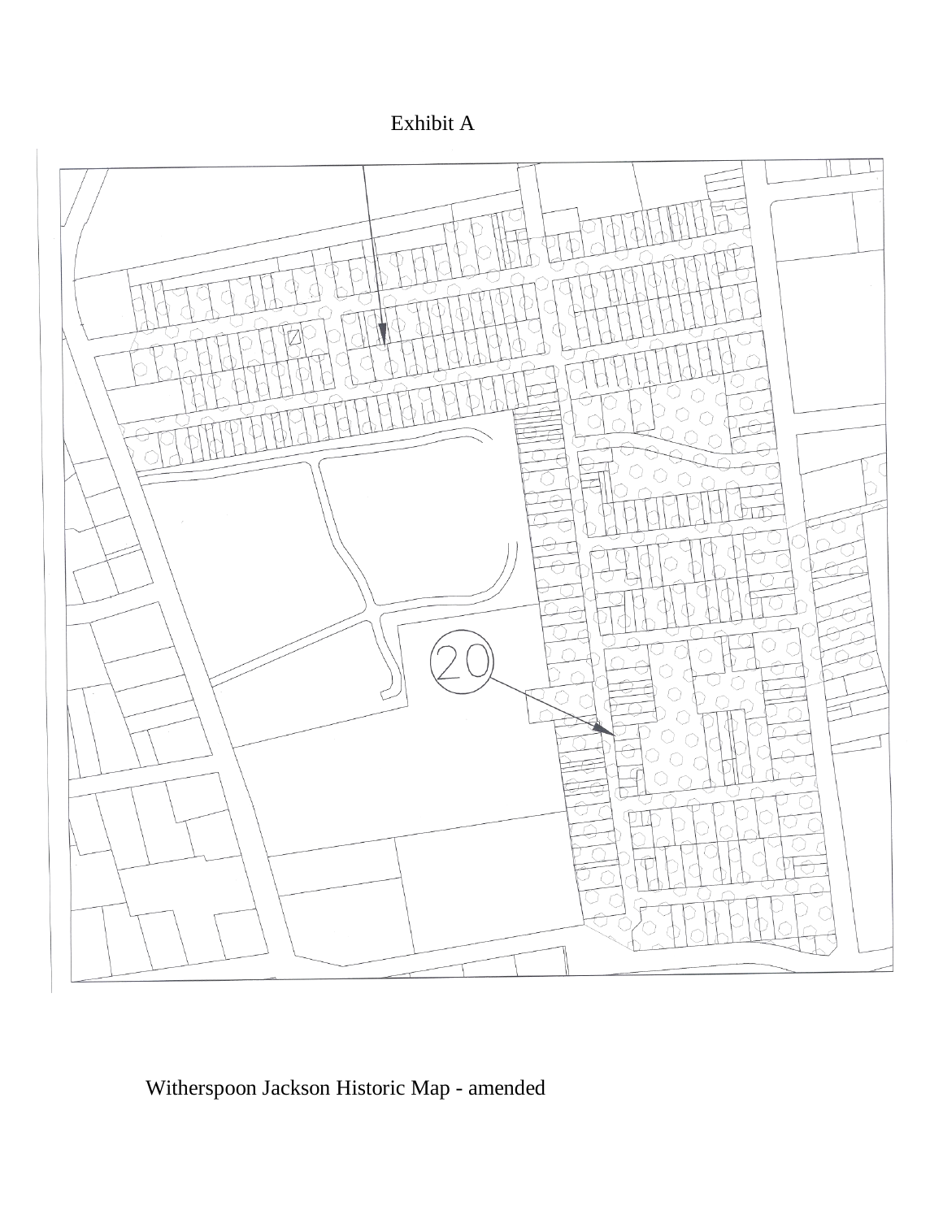Exhibit A

20

Witherspoon Jackson Historic Map - amended